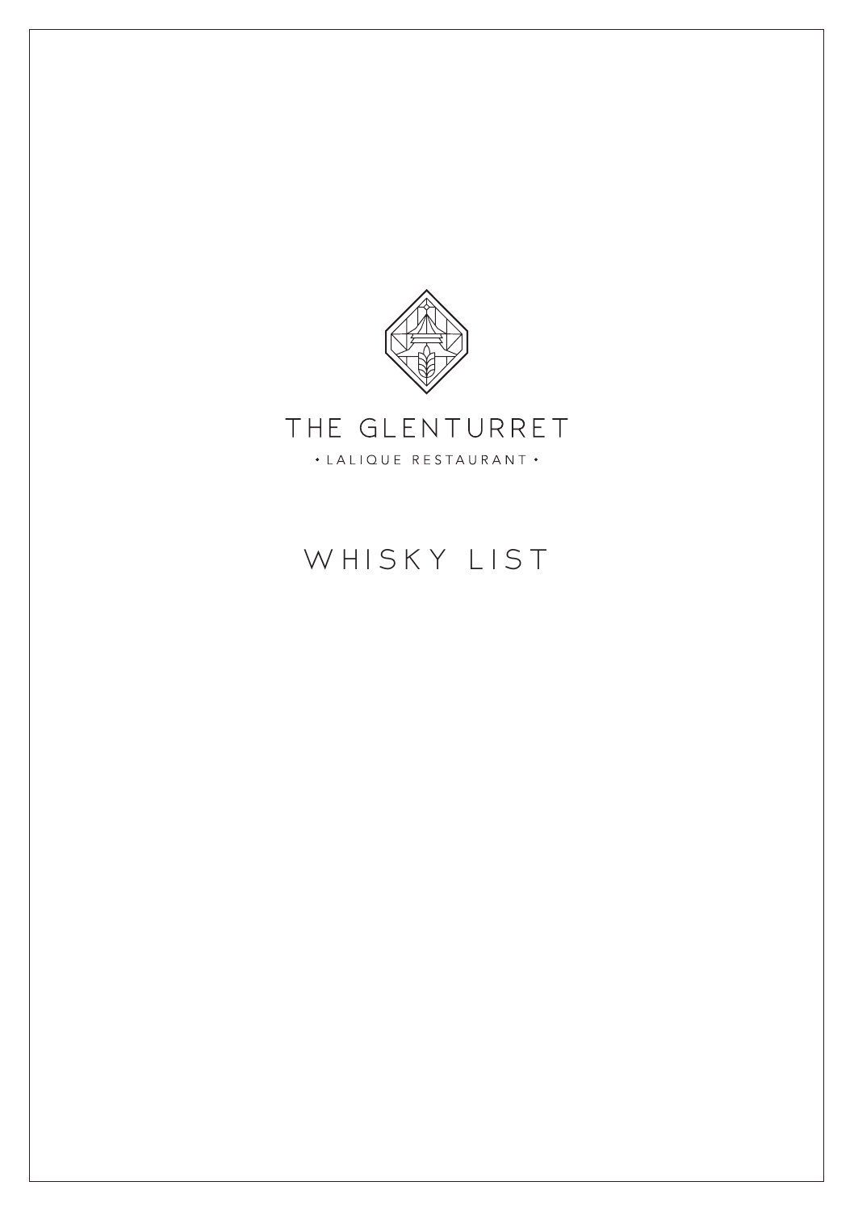# THE GLENTURRET

• LALIQUE RESTAURANT •

## WHISKY LIST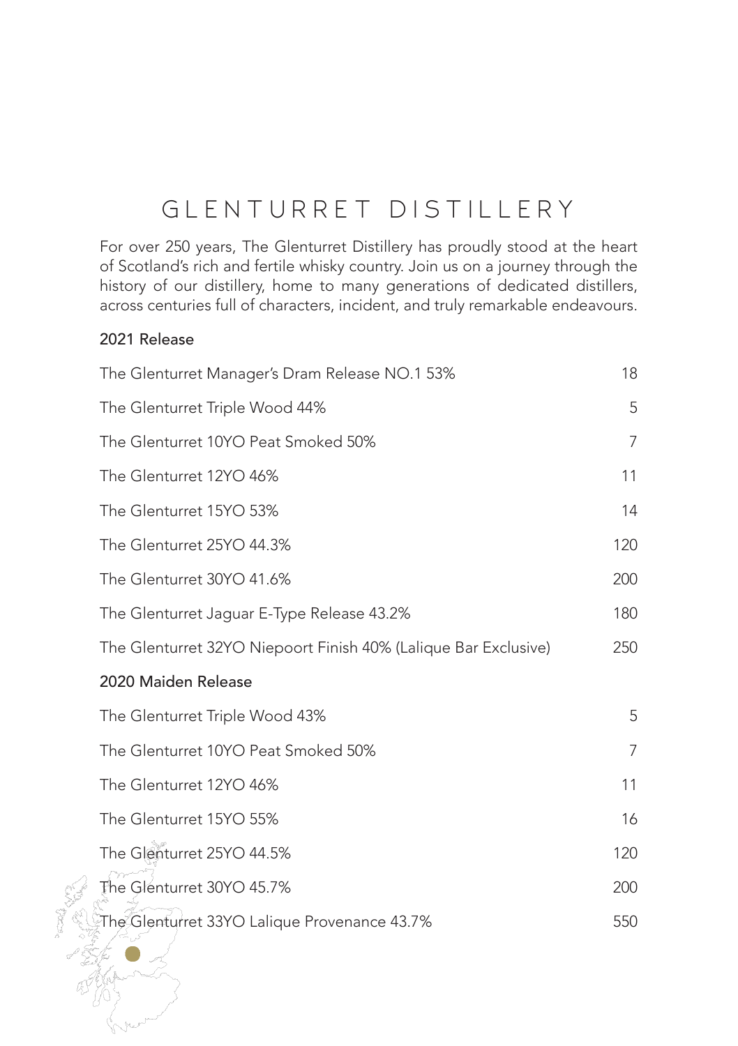# GLENTURRET DISTILLERY

For over 250 years, The Glenturret Distillery has proudly stood at the heart of Scotland's rich and fertile whisky country. Join us on a journey through the history of our distillery, home to many generations of dedicated distillers, across centuries full of characters, incident, and truly remarkable endeavours.

## 2021 Release

| | |
|---|---|
| The Glenturret Manager's Dram Release NO.1 53% | 18 |
| The Glenturret Triple Wood 44% | 5 |
| The Glenturret 10YO Peat Smoked 50% | 7 |
| The Glenturret 12YO 46% | 11 |
| The Glenturret 15YO 53% | 14 |
| The Glenturret 25YO 44.3% | 120 |
| The Glenturret 30YO 41.6% | 200 |
| The Glenturret Jaguar E-Type Release 43.2% | 180 |
| The Glenturret 32YO Niepoort Finish 40% (Lalique Bar Exclusive) | 250 |

## 2020 Maiden Release

| | |
|---|---|
| The Glenturret Triple Wood 43% | 5 |
| The Glenturret 10YO Peat Smoked 50% | 7 |
| The Glenturret 12YO 46% | 11 |
| The Glenturret 15YO 55% | 16 |
| The Glenturret 25YO 44.5% | 120 |
| The Glenturret 30YO 45.7% | 200 |
| The Glenturret 33YO Lalique Provenance 43.7% | 550 |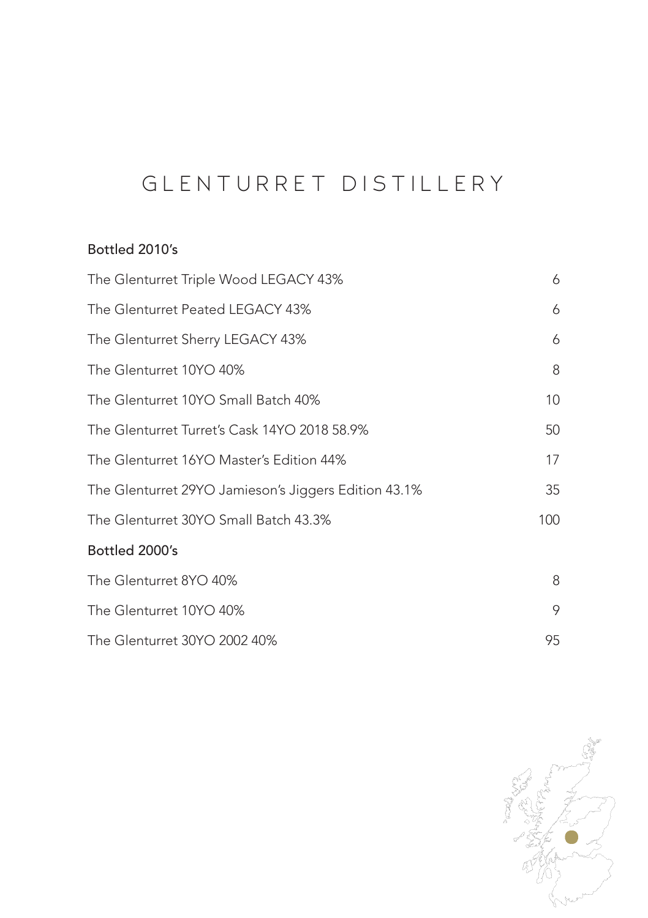# GLENTURRET DISTILLERY

## Bottled 2010's

| | |
|---|---|
| The Glenturret Triple Wood LEGACY 43% | 6 |
| The Glenturret Peated LEGACY 43% | 6 |
| The Glenturret Sherry LEGACY 43% | 6 |
| The Glenturret 10YO 40% | 8 |
| The Glenturret 10YO Small Batch 40% | 10 |
| The Glenturret Turret's Cask 14YO 2018 58.9% | 50 |
| The Glenturret 16YO Master's Edition 44% | 17 |
| The Glenturret 29YO Jamieson's Jiggers Edition 43.1% | 35 |
| The Glenturret 30YO Small Batch 43.3% | 100 |

## Bottled 2000's

| | |
|---|---|
| The Glenturret 8YO 40% | 8 |
| The Glenturret 10YO 40% | 9 |
| The Glenturret 30YO 2002 40% | 95 |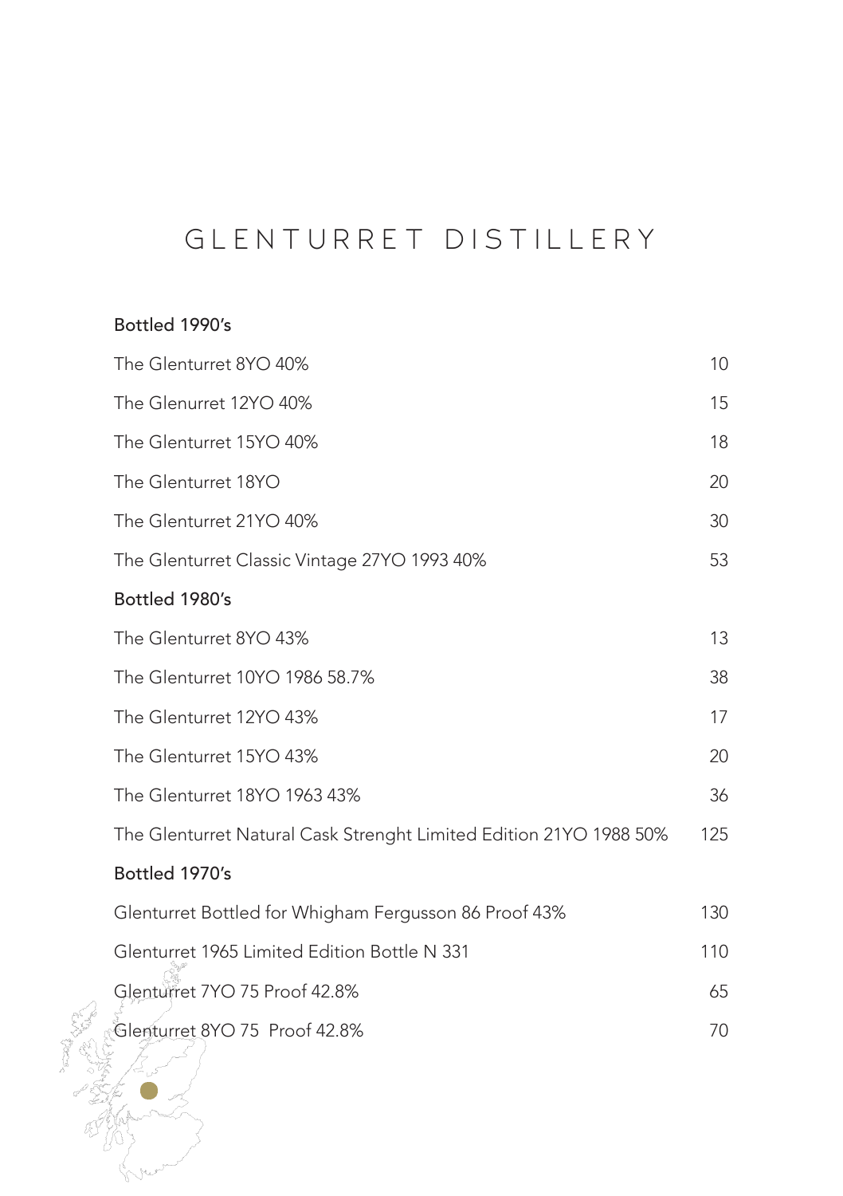# GLENTURRET DISTILLERY

| Bottled 1990's | |
| --- | --- |
| The Glenturret 8YO 40% | 10 |
| The Glenurret 12YO 40% | 15 |
| The Glenturret 15YO 40% | 18 |
| The Glenturret 18YO | 20 |
| The Glenturret 21YO 40% | 30 |
| The Glenturret Classic Vintage 27YO 1993 40% | 53 |
| **Bottled 1980's** | |
| The Glenturret 8YO 43% | 13 |
| The Glenturret 10YO 1986 58.7% | 38 |
| The Glenturret 12YO 43% | 17 |
| The Glenturret 15YO 43% | 20 |
| The Glenturret 18YO 1963 43% | 36 |
| The Glenturret Natural Cask Strenght Limited Edition 21YO 1988 50% | 125 |
| **Bottled 1970's** | |
| Glenturret Bottled for Whigham Fergusson 86 Proof 43% | 130 |
| Glenturret 1965 Limited Edition Bottle N 331 | 110 |
| Glenturret 7YO 75 Proof 42.8% | 65 |
| Glenturret 8YO 75 Proof 42.8% | 70 |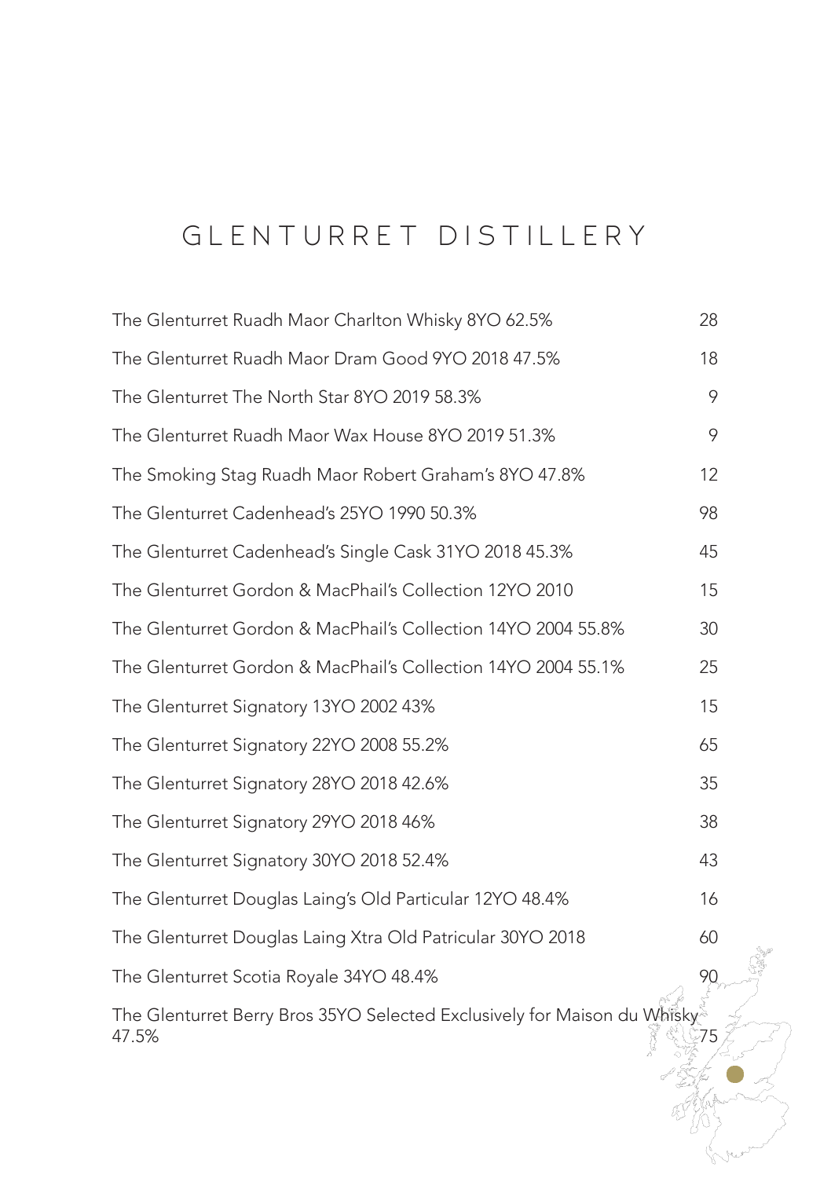# GLENTURRET DISTILLERY

| | |
|---|---|
| The Glenturret Ruadh Maor Charlton Whisky 8YO 62.5% | 28 |
| The Glenturret Ruadh Maor Dram Good 9YO 2018 47.5% | 18 |
| The Glenturret The North Star 8YO 2019 58.3% | 9 |
| The Glenturret Ruadh Maor Wax House 8YO 2019 51.3% | 9 |
| The Smoking Stag Ruadh Maor Robert Graham's 8YO 47.8% | 12 |
| The Glenturret Cadenhead's 25YO 1990 50.3% | 98 |
| The Glenturret Cadenhead's Single Cask 31YO 2018 45.3% | 45 |
| The Glenturret Gordon & MacPhail's Collection 12YO 2010 | 15 |
| The Glenturret Gordon & MacPhail's Collection 14YO 2004 55.8% | 30 |
| The Glenturret Gordon & MacPhail's Collection 14YO 2004 55.1% | 25 |
| The Glenturret Signatory 13YO 2002 43% | 15 |
| The Glenturret Signatory 22YO 2008 55.2% | 65 |
| The Glenturret Signatory 28YO 2018 42.6% | 35 |
| The Glenturret Signatory 29YO 2018 46% | 38 |
| The Glenturret Signatory 30YO 2018 52.4% | 43 |
| The Glenturret Douglas Laing's Old Particular 12YO 48.4% | 16 |
| The Glenturret Douglas Laing Xtra Old Patricular 30YO 2018 | 60 |
| The Glenturret Scotia Royale 34YO 48.4% | 90 |
| The Glenturret Berry Bros 35YO Selected Exclusively for Maison du Whisky 47.5% | 75 |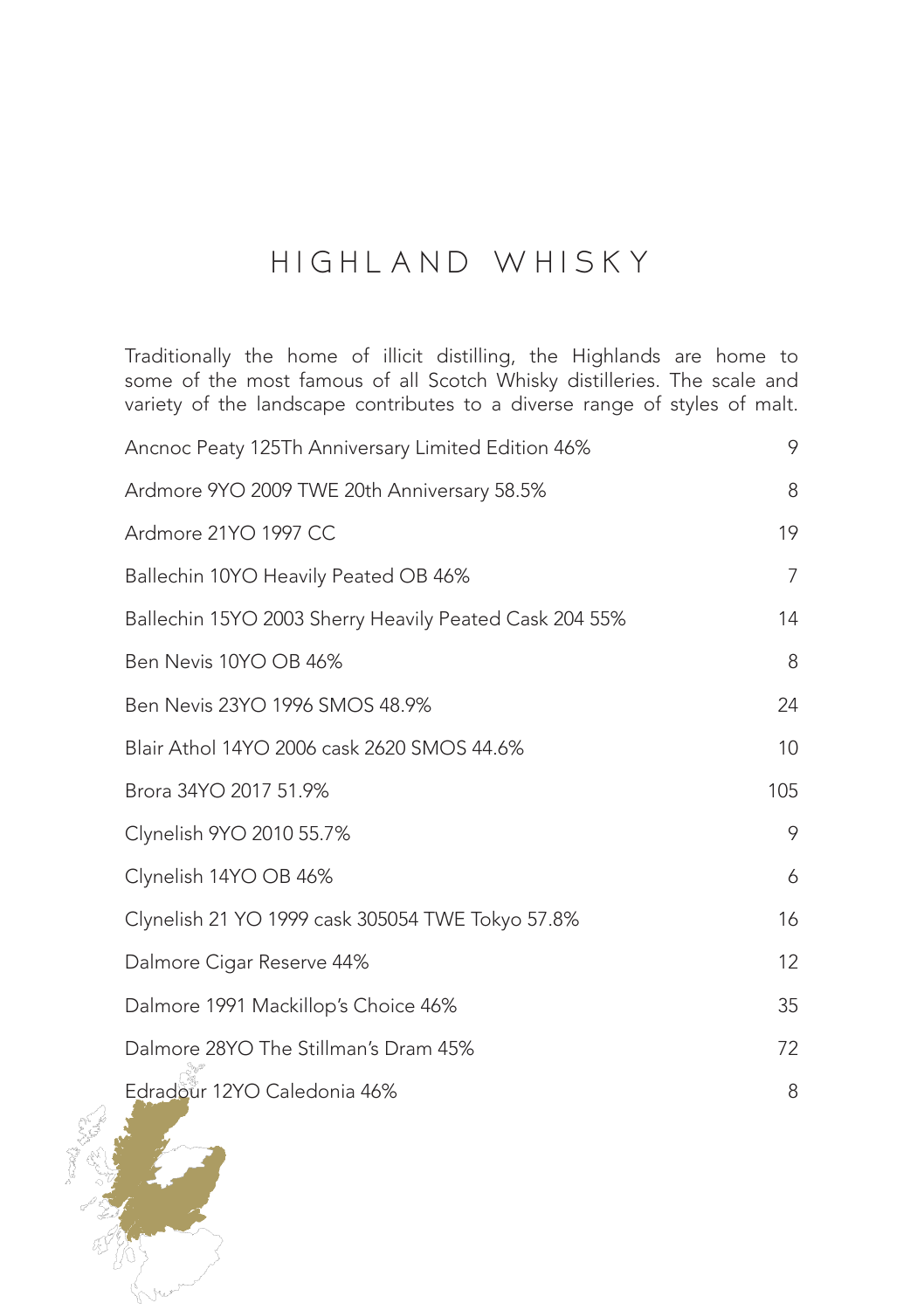# HIGHLAND WHISKY

Traditionally the home of illicit distilling, the Highlands are home to some of the most famous of all Scotch Whisky distilleries. The scale and variety of the landscape contributes to a diverse range of styles of malt.

| | |
|---|---|
| Ancnoc Peaty 125Th Anniversary Limited Edition 46% | 9 |
| Ardmore 9YO 2009 TWE 20th Anniversary 58.5% | 8 |
| Ardmore 21YO 1997 CC | 19 |
| Ballechin 10YO Heavily Peated OB 46% | 7 |
| Ballechin 15YO 2003 Sherry Heavily Peated Cask 204 55% | 14 |
| Ben Nevis 10YO OB 46% | 8 |
| Ben Nevis 23YO 1996 SMOS 48.9% | 24 |
| Blair Athol 14YO 2006 cask 2620 SMOS 44.6% | 10 |
| Brora 34YO 2017 51.9% | 105 |
| Clynelish 9YO 2010 55.7% | 9 |
| Clynelish 14YO OB 46% | 6 |
| Clynelish 21 YO 1999 cask 305054 TWE Tokyo 57.8% | 16 |
| Dalmore Cigar Reserve 44% | 12 |
| Dalmore 1991 Mackillop's Choice 46% | 35 |
| Dalmore 28YO The Stillman's Dram 45% | 72 |
| Edradour 12YO Caledonia 46% | 8 |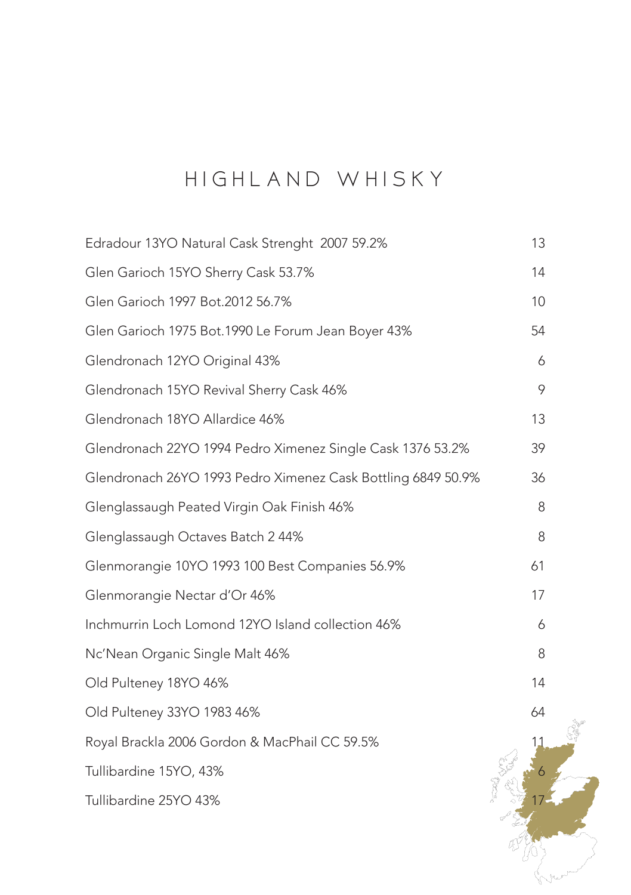# HIGHLAND WHISKY

| | |
|---|---|
| Edradour 13YO Natural Cask Strenght 2007 59.2% | 13 |
| Glen Garioch 15YO Sherry Cask 53.7% | 14 |
| Glen Garioch 1997 Bot.2012 56.7% | 10 |
| Glen Garioch 1975 Bot.1990 Le Forum Jean Boyer 43% | 54 |
| Glendronach 12YO Original 43% | 6 |
| Glendronach 15YO Revival Sherry Cask 46% | 9 |
| Glendronach 18YO Allardice 46% | 13 |
| Glendronach 22YO 1994 Pedro Ximenez Single Cask 1376 53.2% | 39 |
| Glendronach 26YO 1993 Pedro Ximenez Cask Bottling 6849 50.9% | 36 |
| Glenglassaugh Peated Virgin Oak Finish 46% | 8 |
| Glenglassaugh Octaves Batch 2 44% | 8 |
| Glenmorangie 10YO 1993 100 Best Companies 56.9% | 61 |
| Glenmorangie Nectar d'Or 46% | 17 |
| Inchmurrin Loch Lomond 12YO Island collection 46% | 6 |
| Nc'Nean Organic Single Malt 46% | 8 |
| Old Pulteney 18YO 46% | 14 |
| Old Pulteney 33YO 1983 46% | 64 |
| Royal Brackla 2006 Gordon & MacPhail CC 59.5% | 11 |
| Tullibardine 15YO, 43% | 6 |
| Tullibardine 25YO 43% | 17 |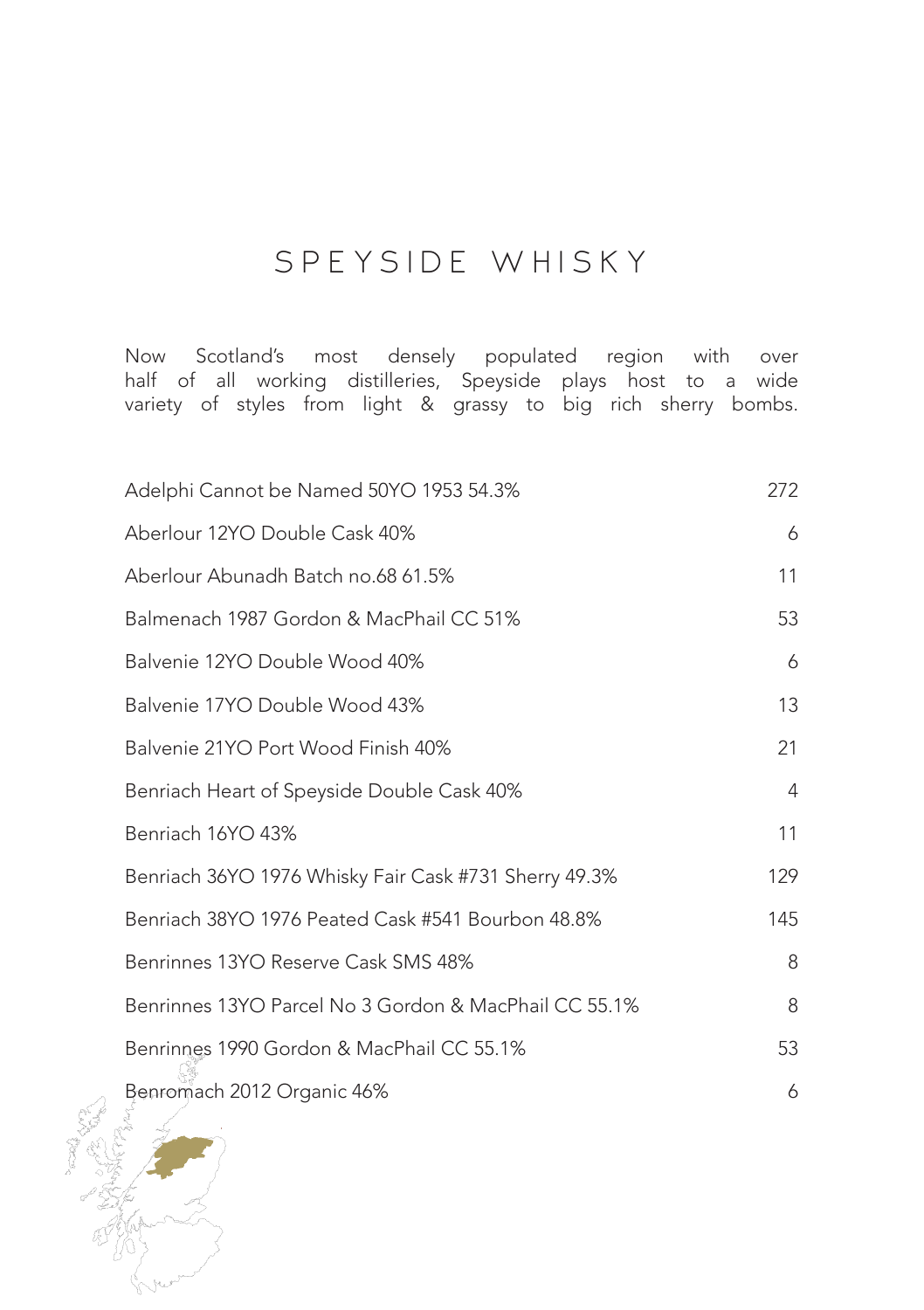# SPEYSIDE WHISKY

Now Scotland's most densely populated region with over half of all working distilleries, Speyside plays host to a wide variety of styles from light & grassy to big rich sherry bombs.

| | |
|---|---|
| Adelphi Cannot be Named 50YO 1953 54.3% | 272 |
| Aberlour 12YO Double Cask 40% | 6 |
| Aberlour Abunadh Batch no.68 61.5% | 11 |
| Balmenach 1987 Gordon & MacPhail CC 51% | 53 |
| Balvenie 12YO Double Wood 40% | 6 |
| Balvenie 17YO Double Wood 43% | 13 |
| Balvenie 21YO Port Wood Finish 40% | 21 |
| Benriach Heart of Speyside Double Cask 40% | 4 |
| Benriach 16YO 43% | 11 |
| Benriach 36YO 1976 Whisky Fair Cask #731 Sherry 49.3% | 129 |
| Benriach 38YO 1976 Peated Cask #541 Bourbon 48.8% | 145 |
| Benrinnes 13YO Reserve Cask SMS 48% | 8 |
| Benrinnes 13YO Parcel No 3 Gordon & MacPhail CC 55.1% | 8 |
| Benrinnes 1990 Gordon & MacPhail CC 55.1% | 53 |
| Benromach 2012 Organic 46% | 6 |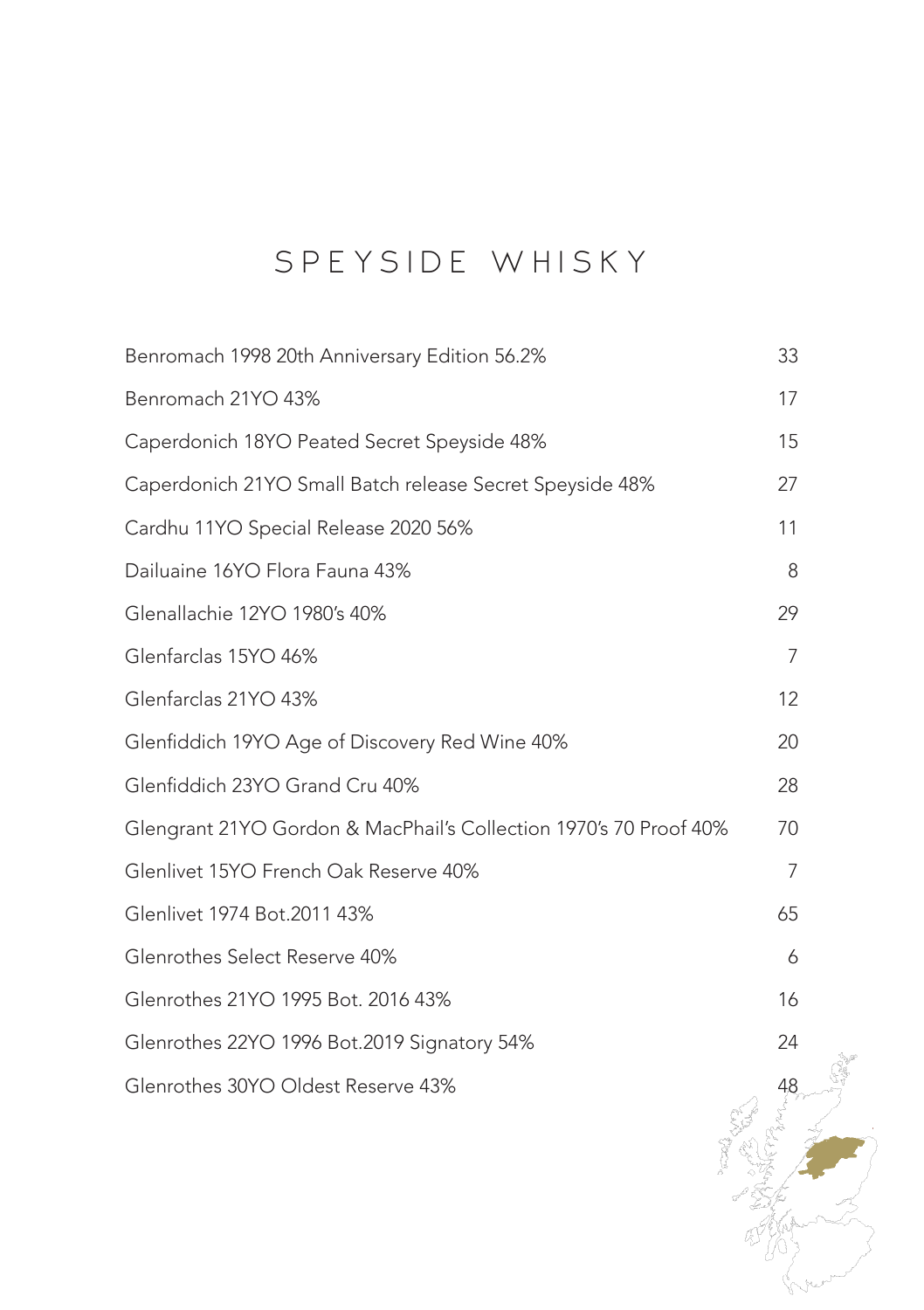# SPEYSIDE WHISKY

| | |
|---|---|
| Benromach 1998 20th Anniversary Edition 56.2% | 33 |
| Benromach 21YO 43% | 17 |
| Caperdonich 18YO Peated Secret Speyside 48% | 15 |
| Caperdonich 21YO Small Batch release Secret Speyside 48% | 27 |
| Cardhu 11YO Special Release 2020 56% | 11 |
| Dailuaine 16YO Flora Fauna 43% | 8 |
| Glenallachie 12YO 1980's 40% | 29 |
| Glenfarclas 15YO 46% | 7 |
| Glenfarclas 21YO 43% | 12 |
| Glenfiddich 19YO Age of Discovery Red Wine 40% | 20 |
| Glenfiddich 23YO Grand Cru 40% | 28 |
| Glengrant 21YO Gordon & MacPhail's Collection 1970's 70 Proof 40% | 70 |
| Glenlivet 15YO French Oak Reserve 40% | 7 |
| Glenlivet 1974 Bot.2011 43% | 65 |
| Glenrothes Select Reserve 40% | 6 |
| Glenrothes 21YO 1995 Bot. 2016 43% | 16 |
| Glenrothes 22YO 1996 Bot.2019 Signatory 54% | 24 |
| Glenrothes 30YO Oldest Reserve 43% | 48 |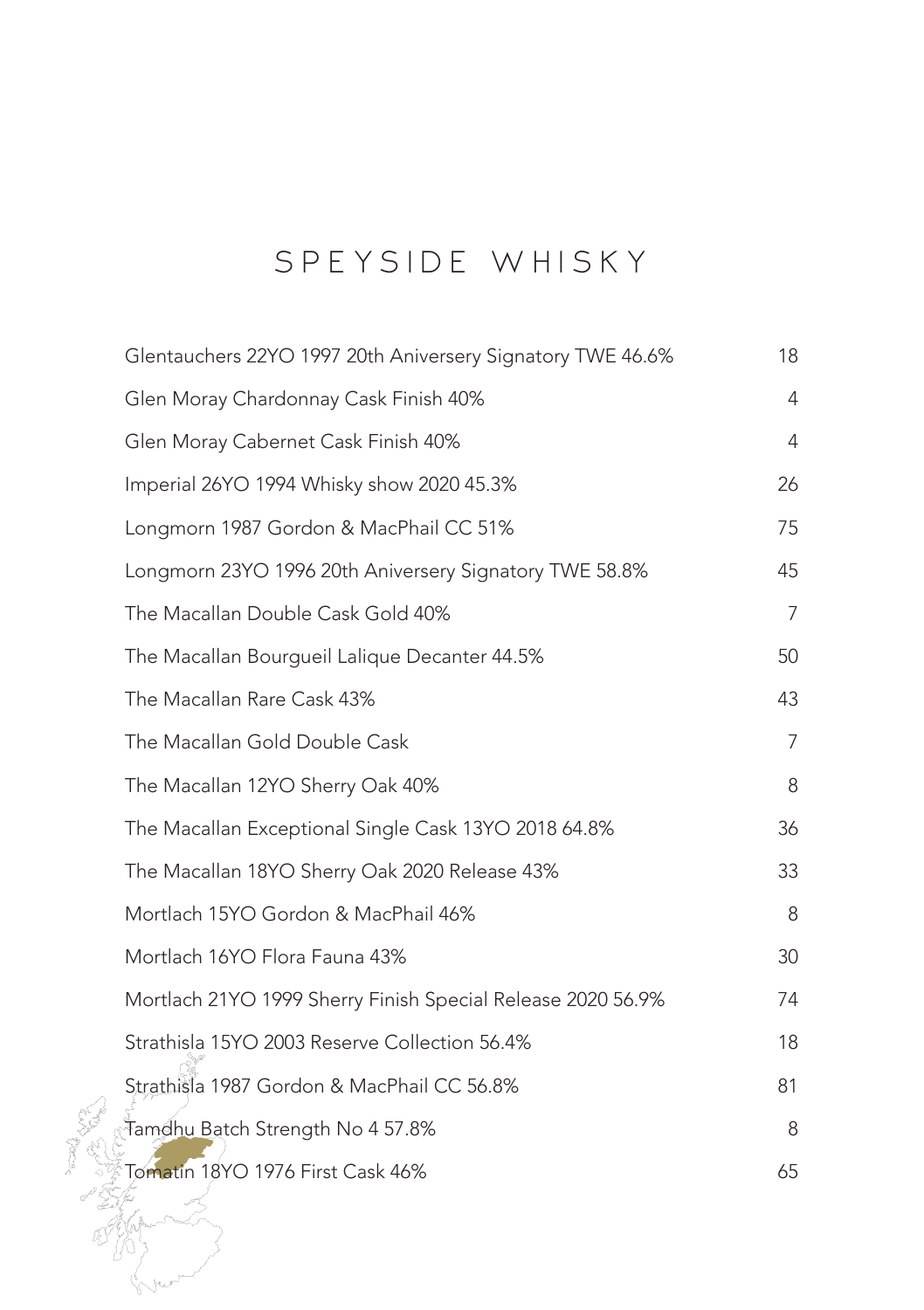# SPEYSIDE WHISKY

| | |
|---|---|
| Glentauchers 22YO 1997 20th Aniversery Signatory TWE 46.6% | 18 |
| Glen Moray Chardonnay Cask Finish 40% | 4 |
| Glen Moray Cabernet Cask Finish 40% | 4 |
| Imperial 26YO 1994 Whisky show 2020 45.3% | 26 |
| Longmorn 1987 Gordon & MacPhail CC 51% | 75 |
| Longmorn 23YO 1996 20th Aniversery Signatory TWE 58.8% | 45 |
| The Macallan Double Cask Gold 40% | 7 |
| The Macallan Bourgueil Lalique Decanter 44.5% | 50 |
| The Macallan Rare Cask 43% | 43 |
| The Macallan Gold Double Cask | 7 |
| The Macallan 12YO Sherry Oak 40% | 8 |
| The Macallan Exceptional Single Cask 13YO 2018 64.8% | 36 |
| The Macallan 18YO Sherry Oak 2020 Release 43% | 33 |
| Mortlach 15YO Gordon & MacPhail 46% | 8 |
| Mortlach 16YO Flora Fauna 43% | 30 |
| Mortlach 21YO 1999 Sherry Finish Special Release 2020 56.9% | 74 |
| Strathisla 15YO 2003 Reserve Collection 56.4% | 18 |
| Strathisla 1987 Gordon & MacPhail CC 56.8% | 81 |
| Tamdhu Batch Strength No 4 57.8% | 8 |
| Tomatin 18YO 1976 First Cask 46% | 65 |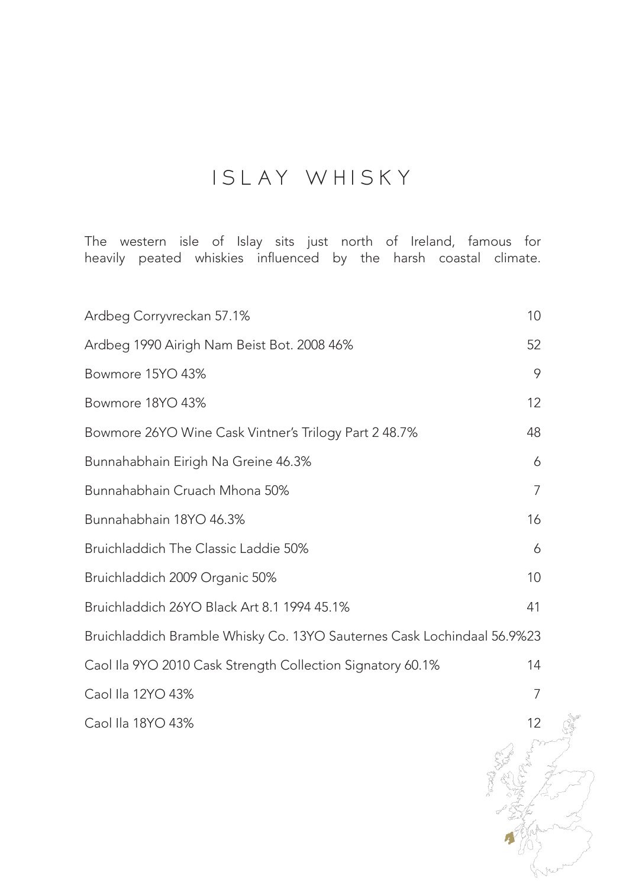# ISLAY WHISKY

The western isle of Islay sits just north of Ireland, famous for heavily peated whiskies influenced by the harsh coastal climate.

| Whisky | Price |
|---|---|
| Ardbeg Corryvreckan 57.1% | 10 |
| Ardbeg 1990 Airigh Nam Beist Bot. 2008 46% | 52 |
| Bowmore 15YO 43% | 9 |
| Bowmore 18YO 43% | 12 |
| Bowmore 26YO Wine Cask Vintner's Trilogy Part 2 48.7% | 48 |
| Bunnahabhain Eirigh Na Greine 46.3% | 6 |
| Bunnahabhain Cruach Mhona 50% | 7 |
| Bunnahabhain 18YO 46.3% | 16 |
| Bruichladdich The Classic Laddie 50% | 6 |
| Bruichladdich 2009 Organic 50% | 10 |
| Bruichladdich 26YO Black Art 8.1 1994 45.1% | 41 |
| Bruichladdich Bramble Whisky Co. 13YO Sauternes Cask Lochindaal 56.9% | 23 |
| Caol Ila 9YO 2010 Cask Strength Collection Signatory 60.1% | 14 |
| Caol Ila 12YO 43% | 7 |
| Caol Ila 18YO 43% | 12 |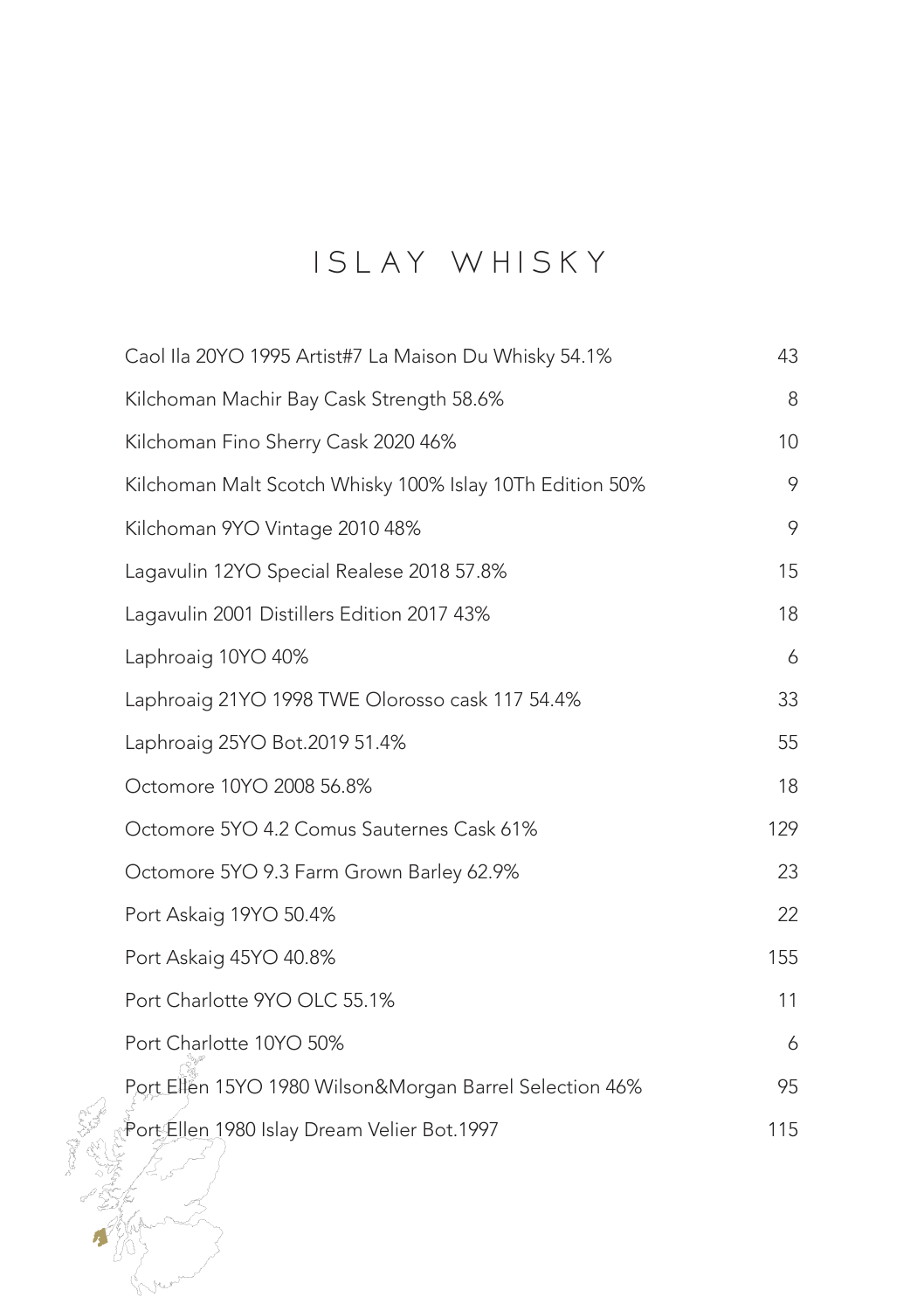# ISLAY WHISKY

| | |
|---|---|
| Caol Ila 20YO 1995 Artist#7 La Maison Du Whisky 54.1% | 43 |
| Kilchoman Machir Bay Cask Strength 58.6% | 8 |
| Kilchoman Fino Sherry Cask 2020 46% | 10 |
| Kilchoman Malt Scotch Whisky 100% Islay 10Th Edition 50% | 9 |
| Kilchoman 9YO Vintage 2010 48% | 9 |
| Lagavulin 12YO Special Realese 2018 57.8% | 15 |
| Lagavulin 2001 Distillers Edition 2017 43% | 18 |
| Laphroaig 10YO 40% | 6 |
| Laphroaig 21YO 1998 TWE Olorosso cask 117 54.4% | 33 |
| Laphroaig 25YO Bot.2019 51.4% | 55 |
| Octomore 10YO 2008 56.8% | 18 |
| Octomore 5YO 4.2 Comus Sauternes Cask 61% | 129 |
| Octomore 5YO 9.3 Farm Grown Barley 62.9% | 23 |
| Port Askaig 19YO 50.4% | 22 |
| Port Askaig 45YO 40.8% | 155 |
| Port Charlotte 9YO OLC 55.1% | 11 |
| Port Charlotte 10YO 50% | 6 |
| Port Ellen 15YO 1980 Wilson&Morgan Barrel Selection 46% | 95 |
| Port Ellen 1980 Islay Dream Velier Bot.1997 | 115 |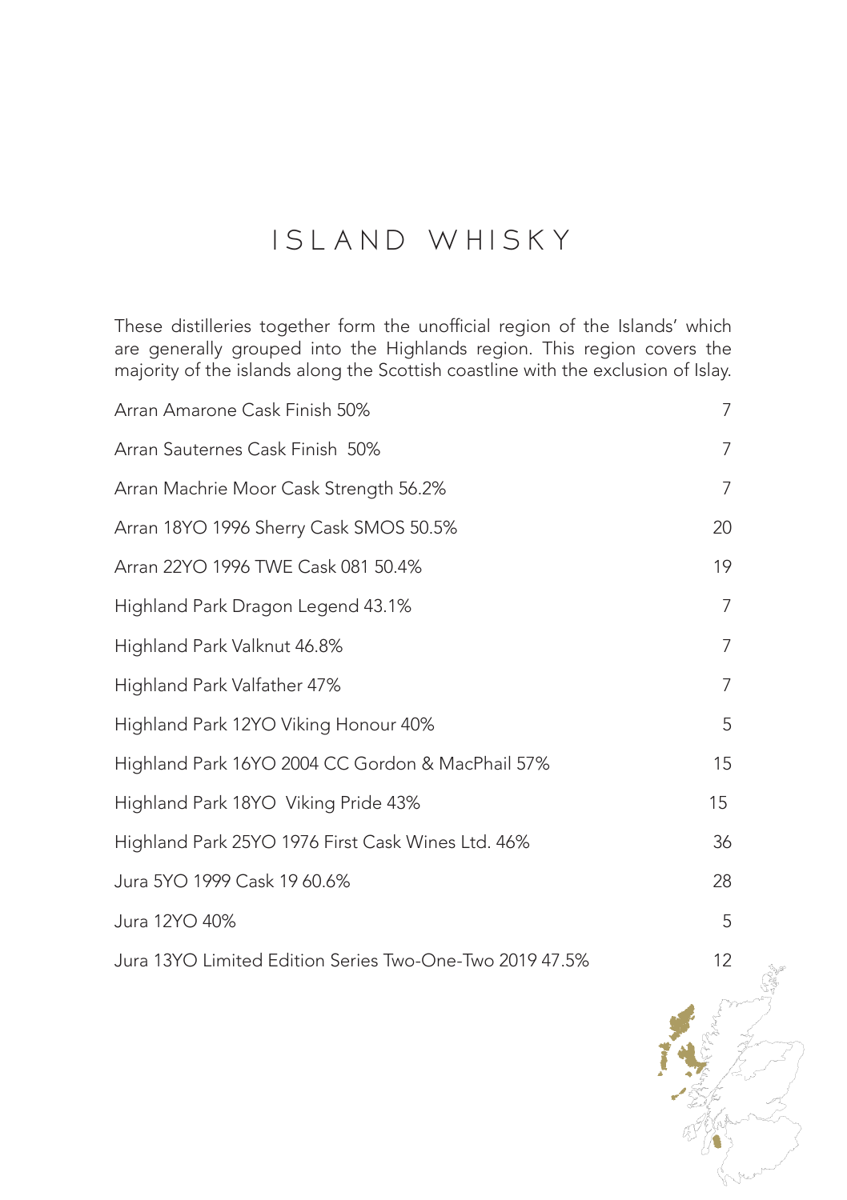# ISLAND WHISKY

These distilleries together form the unofficial region of the Islands' which are generally grouped into the Highlands region. This region covers the majority of the islands along the Scottish coastline with the exclusion of Islay.

| | |
|---|---|
| Arran Amarone Cask Finish 50% | 7 |
| Arran Sauternes Cask Finish 50% | 7 |
| Arran Machrie Moor Cask Strength 56.2% | 7 |
| Arran 18YO 1996 Sherry Cask SMOS 50.5% | 20 |
| Arran 22YO 1996 TWE Cask 081 50.4% | 19 |
| Highland Park Dragon Legend 43.1% | 7 |
| Highland Park Valknut 46.8% | 7 |
| Highland Park Valfather 47% | 7 |
| Highland Park 12YO Viking Honour 40% | 5 |
| Highland Park 16YO 2004 CC Gordon & MacPhail 57% | 15 |
| Highland Park 18YO Viking Pride 43% | 15 |
| Highland Park 25YO 1976 First Cask Wines Ltd. 46% | 36 |
| Jura 5YO 1999 Cask 19 60.6% | 28 |
| Jura 12YO 40% | 5 |
| Jura 13YO Limited Edition Series Two-One-Two 2019 47.5% | 12 |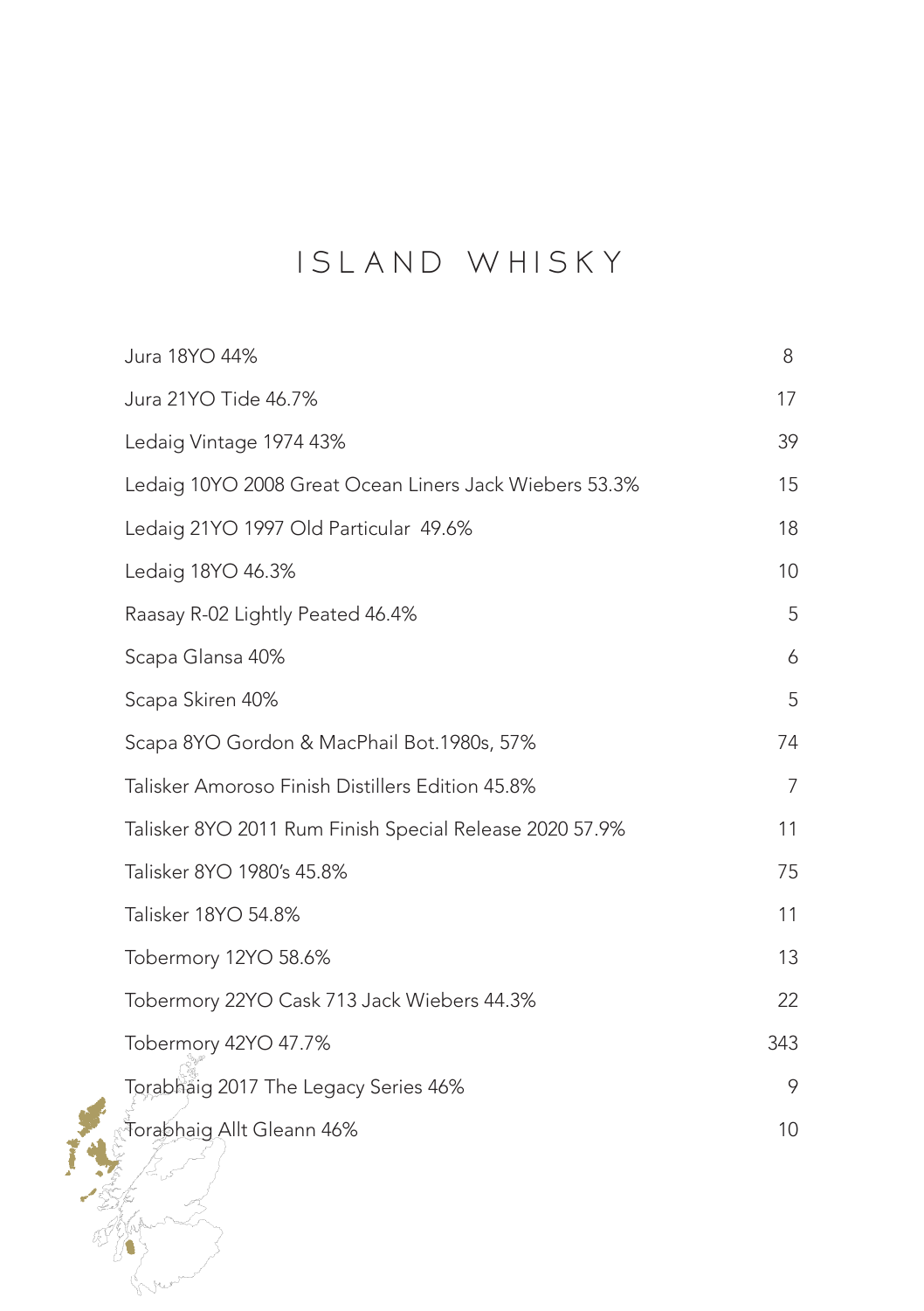# ISLAND WHISKY

| | |
|---|---|
| Jura 18YO 44% | 8 |
| Jura 21YO Tide 46.7% | 17 |
| Ledaig Vintage 1974 43% | 39 |
| Ledaig 10YO 2008 Great Ocean Liners Jack Wiebers 53.3% | 15 |
| Ledaig 21YO 1997 Old Particular 49.6% | 18 |
| Ledaig 18YO 46.3% | 10 |
| Raasay R-02 Lightly Peated 46.4% | 5 |
| Scapa Glansa 40% | 6 |
| Scapa Skiren 40% | 5 |
| Scapa 8YO Gordon & MacPhail Bot.1980s, 57% | 74 |
| Talisker Amoroso Finish Distillers Edition 45.8% | 7 |
| Talisker 8YO 2011 Rum Finish Special Release 2020 57.9% | 11 |
| Talisker 8YO 1980's 45.8% | 75 |
| Talisker 18YO 54.8% | 11 |
| Tobermory 12YO 58.6% | 13 |
| Tobermory 22YO Cask 713 Jack Wiebers 44.3% | 22 |
| Tobermory 42YO 47.7% | 343 |
| Torabhaig 2017 The Legacy Series 46% | 9 |
| Torabhaig Allt Gleann 46% | 10 |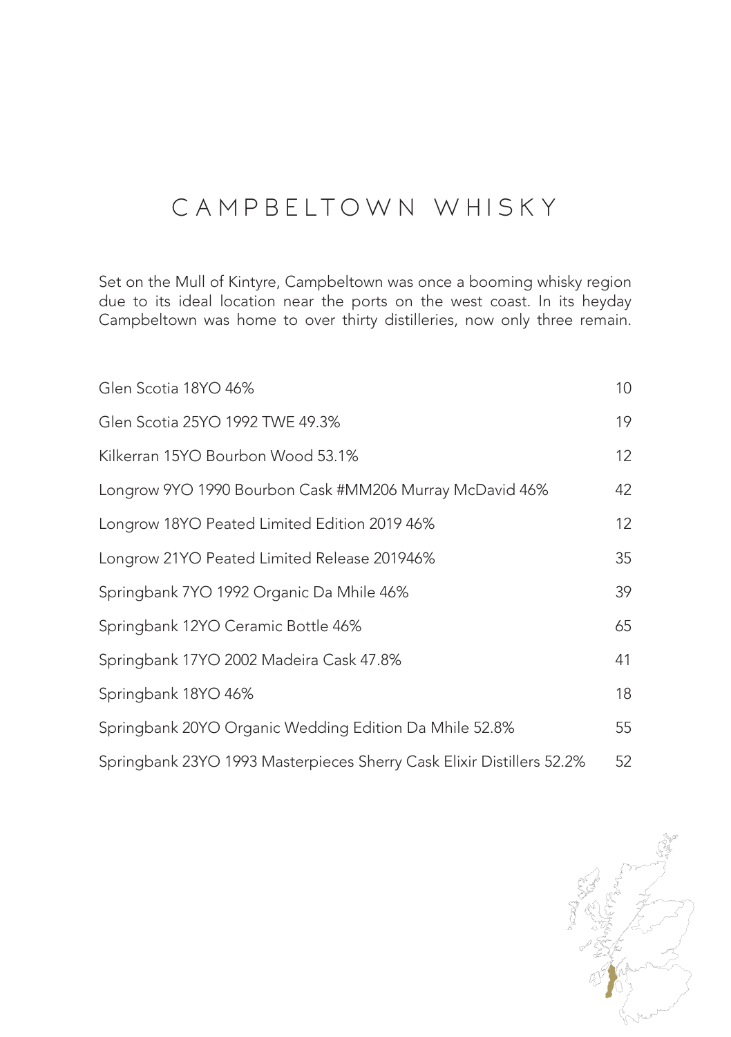# CAMPBELTOWN WHISKY

Set on the Mull of Kintyre, Campbeltown was once a booming whisky region due to its ideal location near the ports on the west coast. In its heyday Campbeltown was home to over thirty distilleries, now only three remain.

| | |
|---|---|
| Glen Scotia 18YO 46% | 10 |
| Glen Scotia 25YO 1992 TWE 49.3% | 19 |
| Kilkerran 15YO Bourbon Wood 53.1% | 12 |
| Longrow 9YO 1990 Bourbon Cask #MM206 Murray McDavid 46% | 42 |
| Longrow 18YO Peated Limited Edition 2019 46% | 12 |
| Longrow 21YO Peated Limited Release 201946% | 35 |
| Springbank 7YO 1992 Organic Da Mhile 46% | 39 |
| Springbank 12YO Ceramic Bottle 46% | 65 |
| Springbank 17YO 2002 Madeira Cask 47.8% | 41 |
| Springbank 18YO 46% | 18 |
| Springbank 20YO Organic Wedding Edition Da Mhile 52.8% | 55 |
| Springbank 23YO 1993 Masterpieces Sherry Cask Elixir Distillers 52.2% | 52 |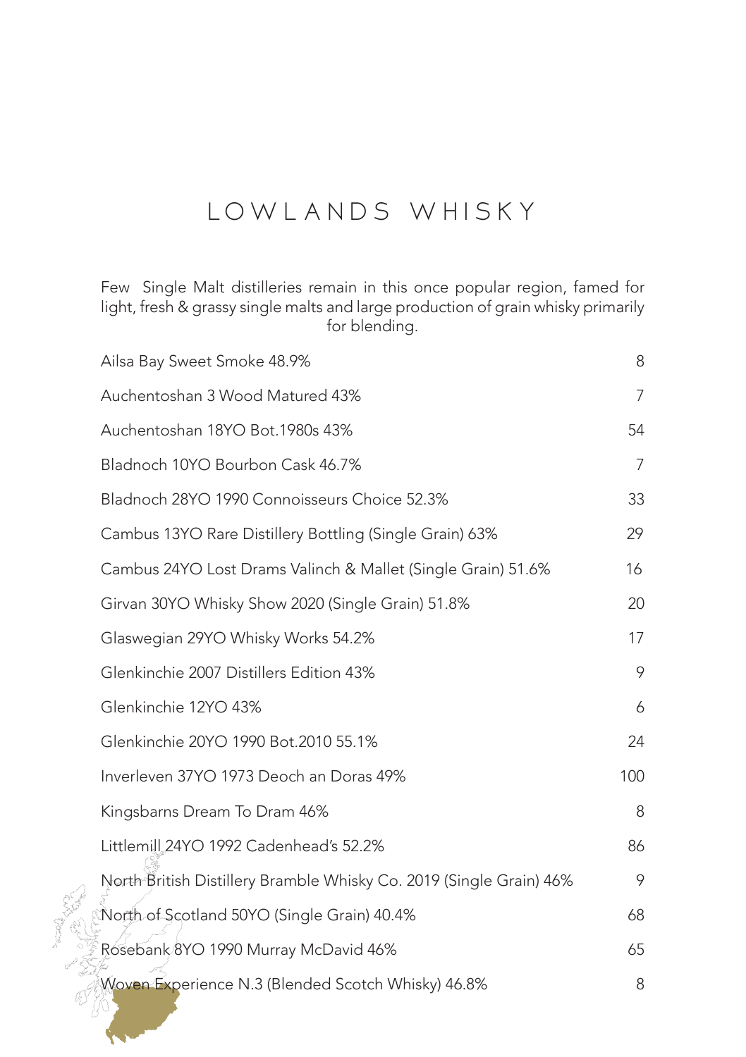# LOWLANDS WHISKY

Few Single Malt distilleries remain in this once popular region, famed for light, fresh & grassy single malts and large production of grain whisky primarily for blending.

| | |
|---|---|
| Ailsa Bay Sweet Smoke 48.9% | 8 |
| Auchentoshan 3 Wood Matured 43% | 7 |
| Auchentoshan 18YO Bot.1980s 43% | 54 |
| Bladnoch 10YO Bourbon Cask 46.7% | 7 |
| Bladnoch 28YO 1990 Connoisseurs Choice 52.3% | 33 |
| Cambus 13YO Rare Distillery Bottling (Single Grain) 63% | 29 |
| Cambus 24YO Lost Drams Valinch & Mallet (Single Grain) 51.6% | 16 |
| Girvan 30YO Whisky Show 2020 (Single Grain) 51.8% | 20 |
| Glaswegian 29YO Whisky Works 54.2% | 17 |
| Glenkinchie 2007 Distillers Edition 43% | 9 |
| Glenkinchie 12YO 43% | 6 |
| Glenkinchie 20YO 1990 Bot.2010 55.1% | 24 |
| Inverleven 37YO 1973 Deoch an Doras 49% | 100 |
| Kingsbarns Dream To Dram 46% | 8 |
| Littlemill 24YO 1992 Cadenhead's 52.2% | 86 |
| North British Distillery Bramble Whisky Co. 2019 (Single Grain) 46% | 9 |
| North of Scotland 50YO (Single Grain) 40.4% | 68 |
| Rosebank 8YO 1990 Murray McDavid 46% | 65 |
| Woven Experience N.3 (Blended Scotch Whisky) 46.8% | 8 |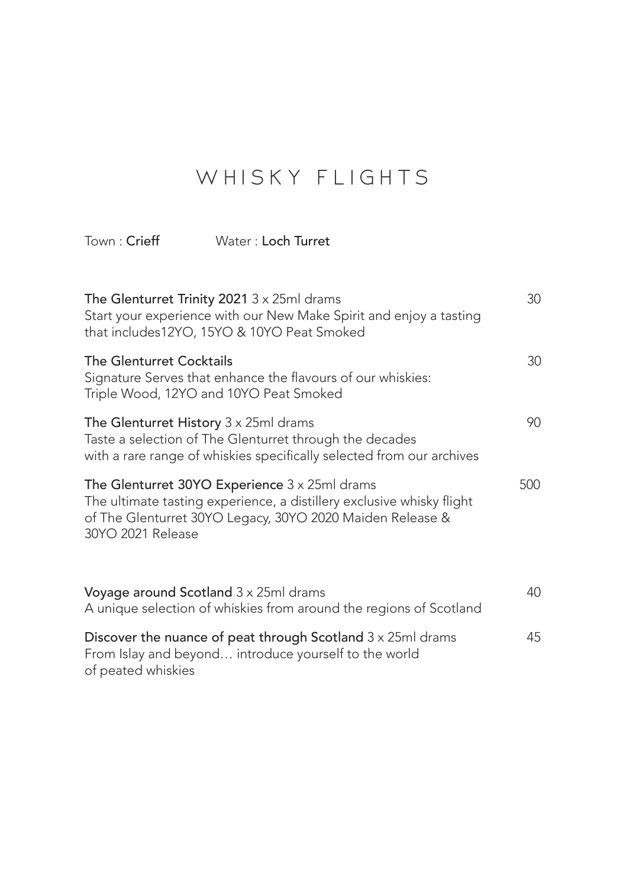# WHISKY FLIGHTS

Town : **Crieff** Water : **Loch Turret**

**The Glenturret Trinity 2021** 3 x 25ml drams 30
Start your experience with our New Make Spirit and enjoy a tasting that includes12YO, 15YO & 10YO Peat Smoked

**The Glenturret Cocktails** 30
Signature Serves that enhance the flavours of our whiskies: Triple Wood, 12YO and 10YO Peat Smoked

**The Glenturret History** 3 x 25ml drams 90
Taste a selection of The Glenturret through the decades with a rare range of whiskies specifically selected from our archives

**The Glenturret 30YO Experience** 3 x 25ml drams 500
The ultimate tasting experience, a distillery exclusive whisky flight of The Glenturret 30YO Legacy, 30YO 2020 Maiden Release & 30YO 2021 Release

**Voyage around Scotland** 3 x 25ml drams 40
A unique selection of whiskies from around the regions of Scotland

**Discover the nuance of peat through Scotland** 3 x 25ml drams 45
From Islay and beyond… introduce yourself to the world of peated whiskies